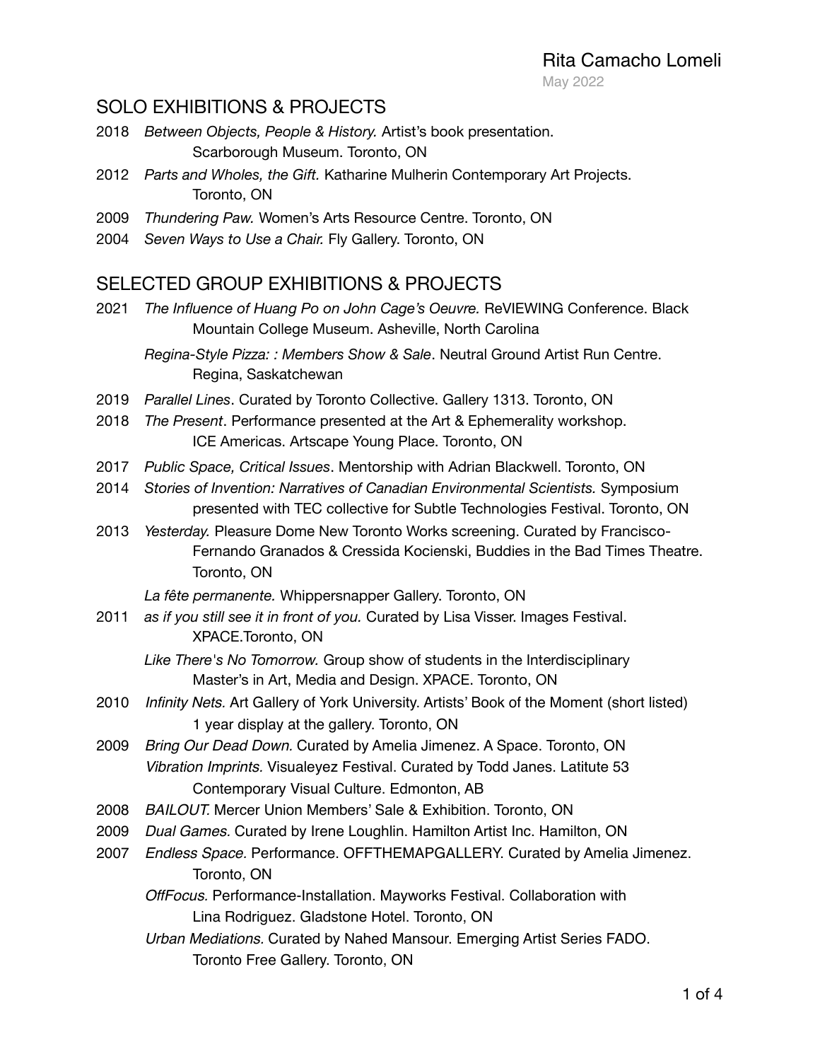Rita Camacho Lomeli

May 2022

## SOLO EXHIBITIONS & PROJECTS

2018 *Between Objects, People & History.* Artist's book presentation.
Scarborough Museum. Toronto, ON

2012 *Parts and Wholes, the Gift.* Katharine Mulherin Contemporary Art Projects.
Toronto, ON

2009 *Thundering Paw.* Women's Arts Resource Centre. Toronto, ON

2004 *Seven Ways to Use a Chair.* Fly Gallery. Toronto, ON

## SELECTED GROUP EXHIBITIONS & PROJECTS

2021 *The Influence of Huang Po on John Cage's Oeuvre.* ReVIEWING Conference. Black Mountain College Museum. Asheville, North Carolina

*Regina-Style Pizza: : Members Show & Sale*. Neutral Ground Artist Run Centre.
Regina, Saskatchewan

2019 *Parallel Lines*. Curated by Toronto Collective. Gallery 1313. Toronto, ON

2018 *The Present*. Performance presented at the Art & Ephemerality workshop.
ICE Americas. Artscape Young Place. Toronto, ON

2017 *Public Space, Critical Issues*. Mentorship with Adrian Blackwell. Toronto, ON

2014 *Stories of Invention: Narratives of Canadian Environmental Scientists.* Symposium presented with TEC collective for Subtle Technologies Festival. Toronto, ON

2013 *Yesterday.* Pleasure Dome New Toronto Works screening. Curated by Francisco-Fernando Granados & Cressida Kocienski, Buddies in the Bad Times Theatre.
Toronto, ON

*La fête permanente.* Whippersnapper Gallery. Toronto, ON

2011 *as if you still see it in front of you.* Curated by Lisa Visser. Images Festival.
XPACE.Toronto, ON

*Like There's No Tomorrow.* Group show of students in the Interdisciplinary Master's in Art, Media and Design. XPACE. Toronto, ON

2010 *Infinity Nets.* Art Gallery of York University. Artists' Book of the Moment (short listed)
1 year display at the gallery. Toronto, ON

2009 *Bring Our Dead Down.* Curated by Amelia Jimenez. A Space. Toronto, ON

*Vibration Imprints.* Visualeyez Festival. Curated by Todd Janes. Latitute 53 Contemporary Visual Culture. Edmonton, AB

2008 *BAILOUT.* Mercer Union Members' Sale & Exhibition. Toronto, ON

2009 *Dual Games.* Curated by Irene Loughlin. Hamilton Artist Inc. Hamilton, ON

2007 *Endless Space.* Performance. OFFTHEMAPGALLERY. Curated by Amelia Jimenez.
Toronto, ON

*OffFocus.* Performance-Installation. Mayworks Festival. Collaboration with Lina Rodriguez. Gladstone Hotel. Toronto, ON

*Urban Mediations.* Curated by Nahed Mansour. Emerging Artist Series FADO.
Toronto Free Gallery. Toronto, ON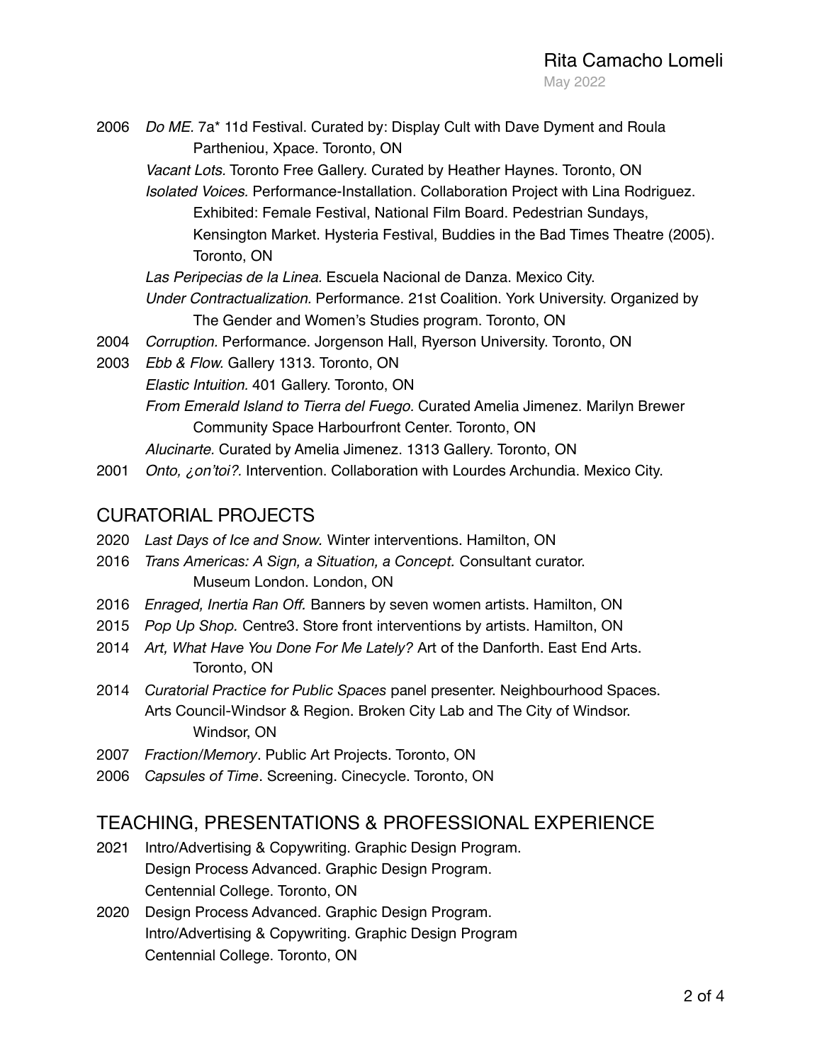2006 *Do ME.* 7a* 11d Festival. Curated by: Display Cult with Dave Dyment and Roula Partheniou, Xpace. Toronto, ON

*Vacant Lots.* Toronto Free Gallery. Curated by Heather Haynes. Toronto, ON

*Isolated Voices.* Performance-Installation. Collaboration Project with Lina Rodriguez. Exhibited: Female Festival, National Film Board. Pedestrian Sundays, Kensington Market. Hysteria Festival, Buddies in the Bad Times Theatre (2005). Toronto, ON

*Las Peripecias de la Linea.* Escuela Nacional de Danza. Mexico City.

*Under Contractualization.* Performance. 21st Coalition. York University. Organized by The Gender and Women's Studies program. Toronto, ON

2004 *Corruption.* Performance. Jorgenson Hall, Ryerson University. Toronto, ON

2003 *Ebb & Flow.* Gallery 1313. Toronto, ON

*Elastic Intuition.* 401 Gallery. Toronto, ON

*From Emerald Island to Tierra del Fuego.* Curated Amelia Jimenez. Marilyn Brewer Community Space Harbourfront Center. Toronto, ON

*Alucinarte.* Curated by Amelia Jimenez. 1313 Gallery. Toronto, ON

2001 *Onto, ¿on'toi?.* Intervention. Collaboration with Lourdes Archundia. Mexico City.

## CURATORIAL PROJECTS

2020 *Last Days of Ice and Snow.* Winter interventions. Hamilton, ON

2016 *Trans Americas: A Sign, a Situation, a Concept.* Consultant curator. Museum London. London, ON

2016 *Enraged, Inertia Ran Off.* Banners by seven women artists. Hamilton, ON

2015 *Pop Up Shop.* Centre3. Store front interventions by artists. Hamilton, ON

2014 *Art, What Have You Done For Me Lately?* Art of the Danforth. East End Arts. Toronto, ON

2014 *Curatorial Practice for Public Spaces* panel presenter. Neighbourhood Spaces. Arts Council-Windsor & Region. Broken City Lab and The City of Windsor. Windsor, ON

2007 *Fraction/Memory*. Public Art Projects. Toronto, ON

2006 *Capsules of Time*. Screening. Cinecycle. Toronto, ON

## TEACHING, PRESENTATIONS & PROFESSIONAL EXPERIENCE

2021 Intro/Advertising & Copywriting. Graphic Design Program.
Design Process Advanced. Graphic Design Program.
Centennial College. Toronto, ON

2020 Design Process Advanced. Graphic Design Program.
Intro/Advertising & Copywriting. Graphic Design Program
Centennial College. Toronto, ON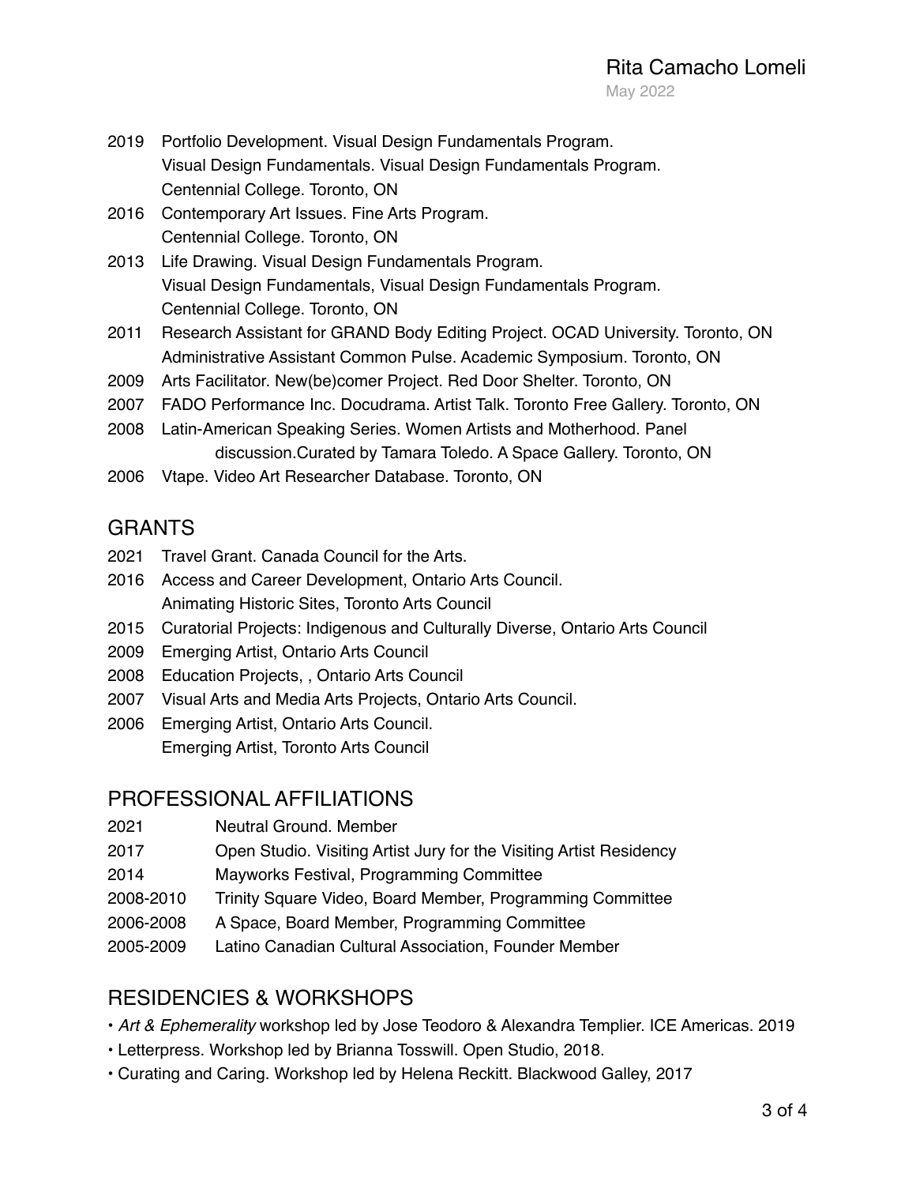2019 Portfolio Development. Visual Design Fundamentals Program.
Visual Design Fundamentals. Visual Design Fundamentals Program.
Centennial College. Toronto, ON

2016 Contemporary Art Issues. Fine Arts Program.
Centennial College. Toronto, ON

2013 Life Drawing. Visual Design Fundamentals Program.
Visual Design Fundamentals, Visual Design Fundamentals Program.
Centennial College. Toronto, ON

2011 Research Assistant for GRAND Body Editing Project. OCAD University. Toronto, ON
Administrative Assistant Common Pulse. Academic Symposium. Toronto, ON

2009 Arts Facilitator. New(be)comer Project. Red Door Shelter. Toronto, ON

2007 FADO Performance Inc. Docudrama. Artist Talk. Toronto Free Gallery. Toronto, ON

2008 Latin-American Speaking Series. Women Artists and Motherhood. Panel discussion.Curated by Tamara Toledo. A Space Gallery. Toronto, ON

2006 Vtape. Video Art Researcher Database. Toronto, ON

## GRANTS

2021 Travel Grant. Canada Council for the Arts.

2016 Access and Career Development, Ontario Arts Council.
Animating Historic Sites, Toronto Arts Council

2015 Curatorial Projects: Indigenous and Culturally Diverse, Ontario Arts Council

2009 Emerging Artist, Ontario Arts Council

2008 Education Projects, , Ontario Arts Council

2007 Visual Arts and Media Arts Projects, Ontario Arts Council.

2006 Emerging Artist, Ontario Arts Council.
Emerging Artist, Toronto Arts Council

## PROFESSIONAL AFFILIATIONS

2021 Neutral Ground. Member

2017 Open Studio. Visiting Artist Jury for the Visiting Artist Residency

2014 Mayworks Festival, Programming Committee

2008-2010 Trinity Square Video, Board Member, Programming Committee

2006-2008 A Space, Board Member, Programming Committee

2005-2009 Latino Canadian Cultural Association, Founder Member

## RESIDENCIES & WORKSHOPS

- *Art & Ephemerality* workshop led by Jose Teodoro & Alexandra Templier. ICE Americas. 2019
- Letterpress. Workshop led by Brianna Tosswill. Open Studio, 2018.
- Curating and Caring. Workshop led by Helena Reckitt. Blackwood Galley, 2017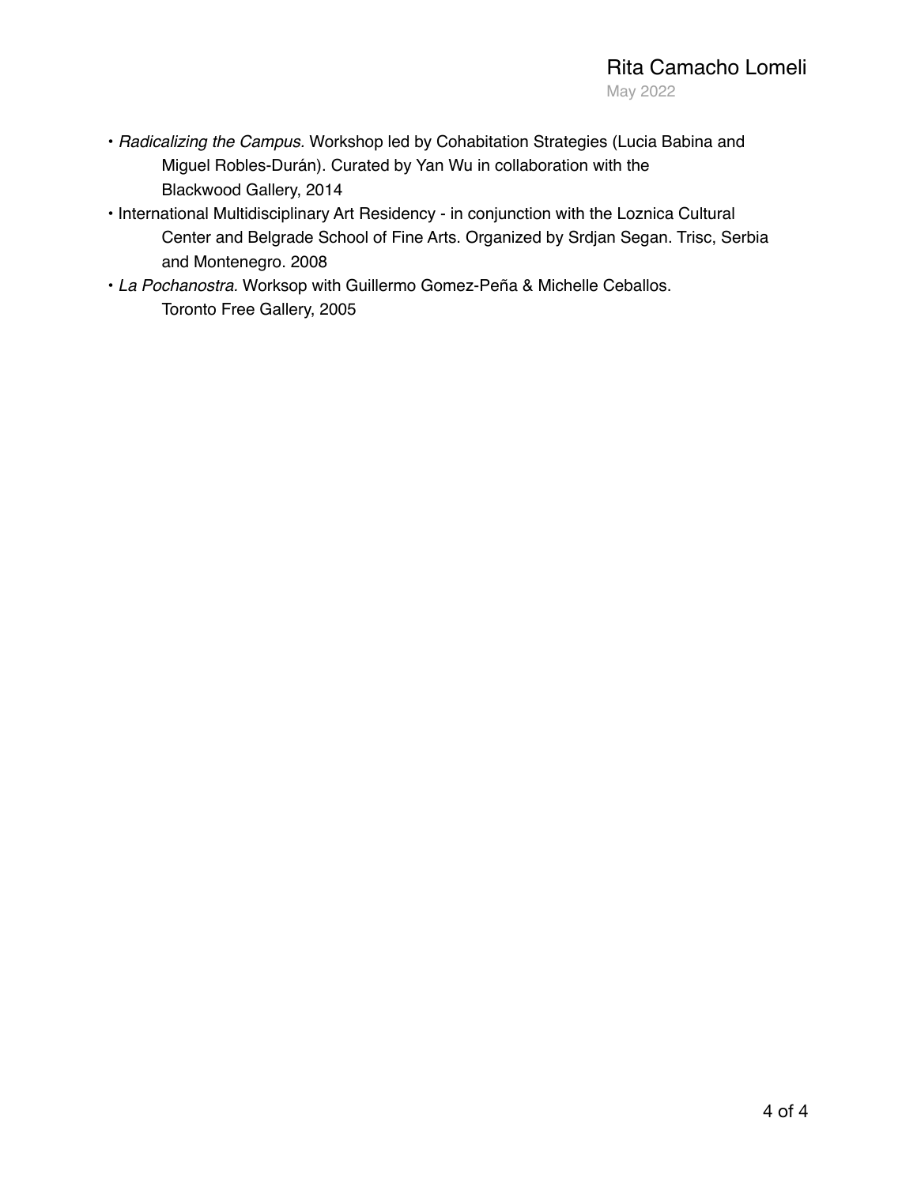- *Radicalizing the Campus.* Workshop led by Cohabitation Strategies (Lucia Babina and Miguel Robles-Durán). Curated by Yan Wu in collaboration with the Blackwood Gallery, 2014
- International Multidisciplinary Art Residency - in conjunction with the Loznica Cultural Center and Belgrade School of Fine Arts. Organized by Srdjan Segan. Trisc, Serbia and Montenegro. 2008
- *La Pochanostra.* Worksop with Guillermo Gomez-Peña & Michelle Ceballos. Toronto Free Gallery, 2005